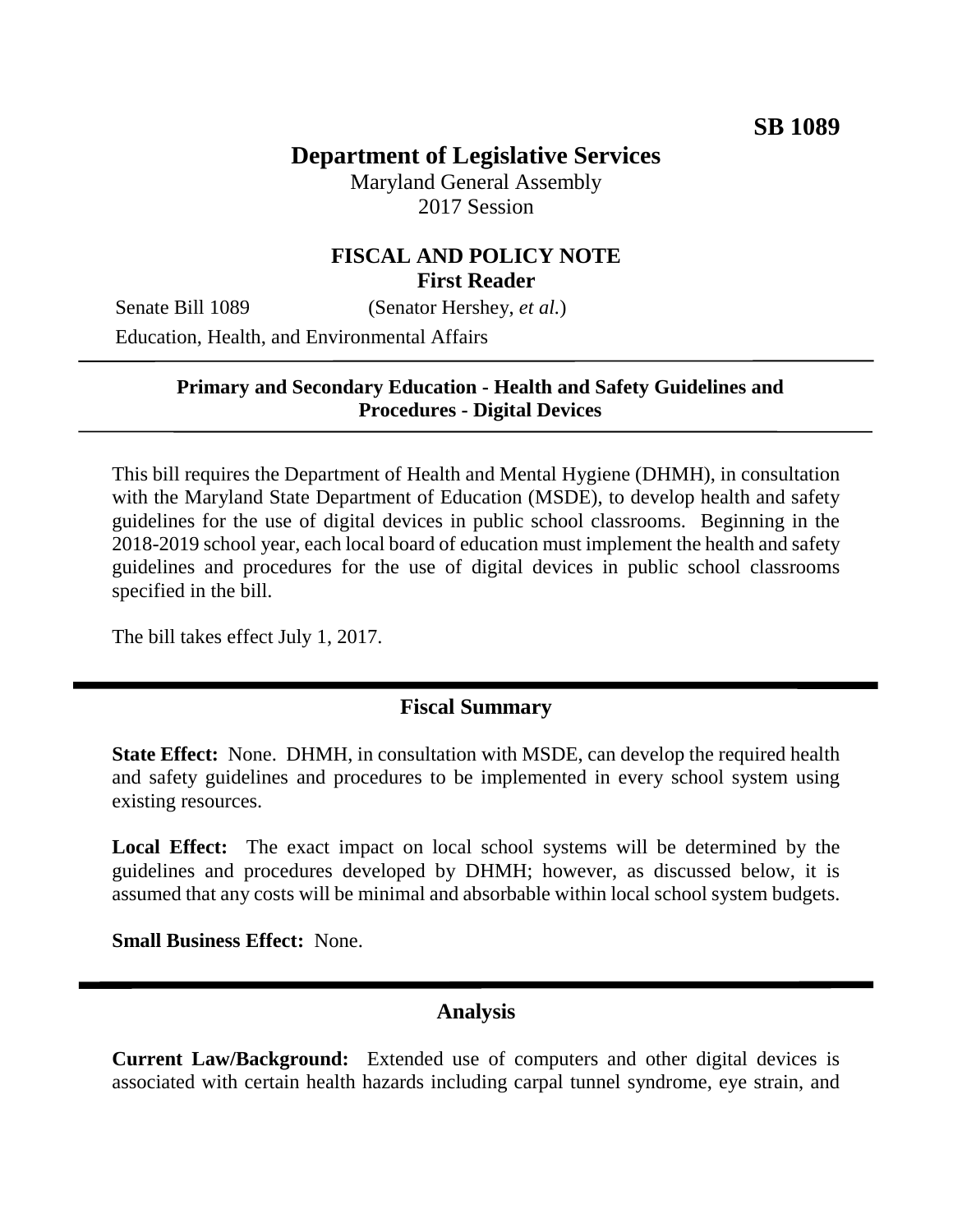**SB 1089**

# Department of Legislative Services

Maryland General Assembly
2017 Session

## FISCAL AND POLICY NOTE
**First Reader**

Senate Bill 1089 (Senator Hershey, *et al.*)

Education, Health, and Environmental Affairs

---

**Primary and Secondary Education - Health and Safety Guidelines and Procedures - Digital Devices**

---

This bill requires the Department of Health and Mental Hygiene (DHMH), in consultation with the Maryland State Department of Education (MSDE), to develop health and safety guidelines for the use of digital devices in public school classrooms. Beginning in the 2018-2019 school year, each local board of education must implement the health and safety guidelines and procedures for the use of digital devices in public school classrooms specified in the bill.

The bill takes effect July 1, 2017.

## Fiscal Summary

**State Effect:** None. DHMH, in consultation with MSDE, can develop the required health and safety guidelines and procedures to be implemented in every school system using existing resources.

**Local Effect:** The exact impact on local school systems will be determined by the guidelines and procedures developed by DHMH; however, as discussed below, it is assumed that any costs will be minimal and absorbable within local school system budgets.

**Small Business Effect:** None.

## Analysis

**Current Law/Background:** Extended use of computers and other digital devices is associated with certain health hazards including carpal tunnel syndrome, eye strain, and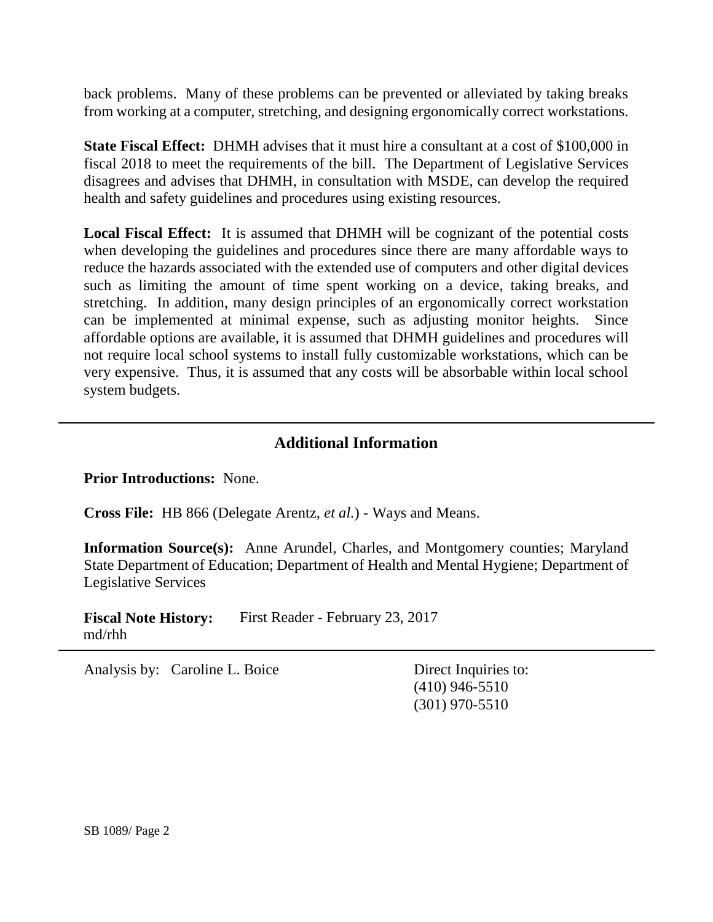back problems. Many of these problems can be prevented or alleviated by taking breaks from working at a computer, stretching, and designing ergonomically correct workstations.

**State Fiscal Effect:** DHMH advises that it must hire a consultant at a cost of $100,000 in fiscal 2018 to meet the requirements of the bill. The Department of Legislative Services disagrees and advises that DHMH, in consultation with MSDE, can develop the required health and safety guidelines and procedures using existing resources.

**Local Fiscal Effect:** It is assumed that DHMH will be cognizant of the potential costs when developing the guidelines and procedures since there are many affordable ways to reduce the hazards associated with the extended use of computers and other digital devices such as limiting the amount of time spent working on a device, taking breaks, and stretching. In addition, many design principles of an ergonomically correct workstation can be implemented at minimal expense, such as adjusting monitor heights. Since affordable options are available, it is assumed that DHMH guidelines and procedures will not require local school systems to install fully customizable workstations, which can be very expensive. Thus, it is assumed that any costs will be absorbable within local school system budgets.

## Additional Information

**Prior Introductions:** None.

**Cross File:** HB 866 (Delegate Arentz, *et al.*) - Ways and Means.

**Information Source(s):** Anne Arundel, Charles, and Montgomery counties; Maryland State Department of Education; Department of Health and Mental Hygiene; Department of Legislative Services

**Fiscal Note History:** First Reader - February 23, 2017
md/rhh

Analysis by: Caroline L. Boice

Direct Inquiries to:
(410) 946-5510
(301) 970-5510